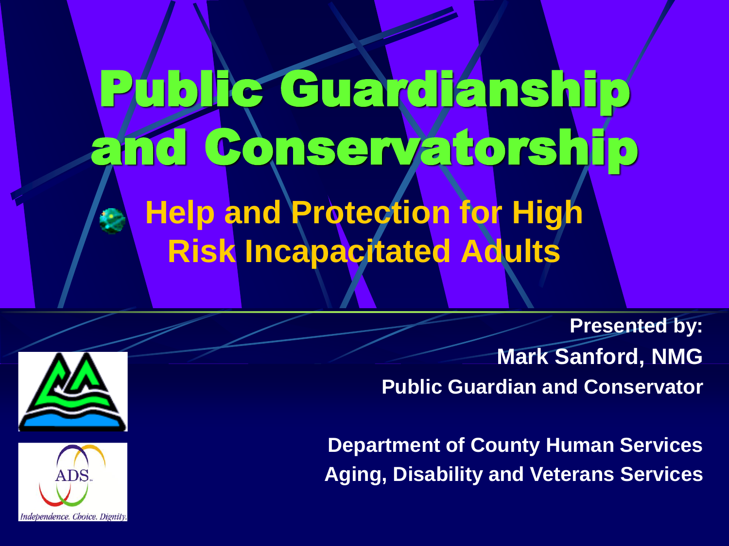# Public Guardianship and Conservatorship

- **Help and Protection for High Risk Incapacitated Adults**

**Presented by:**

**Mark Sanford, NMG**

**Public Guardian and Conservator**

**Department of County Human Services**

**Aging, Disability and Veterans Services**

ADS

*Independence. Choice. Dignity.*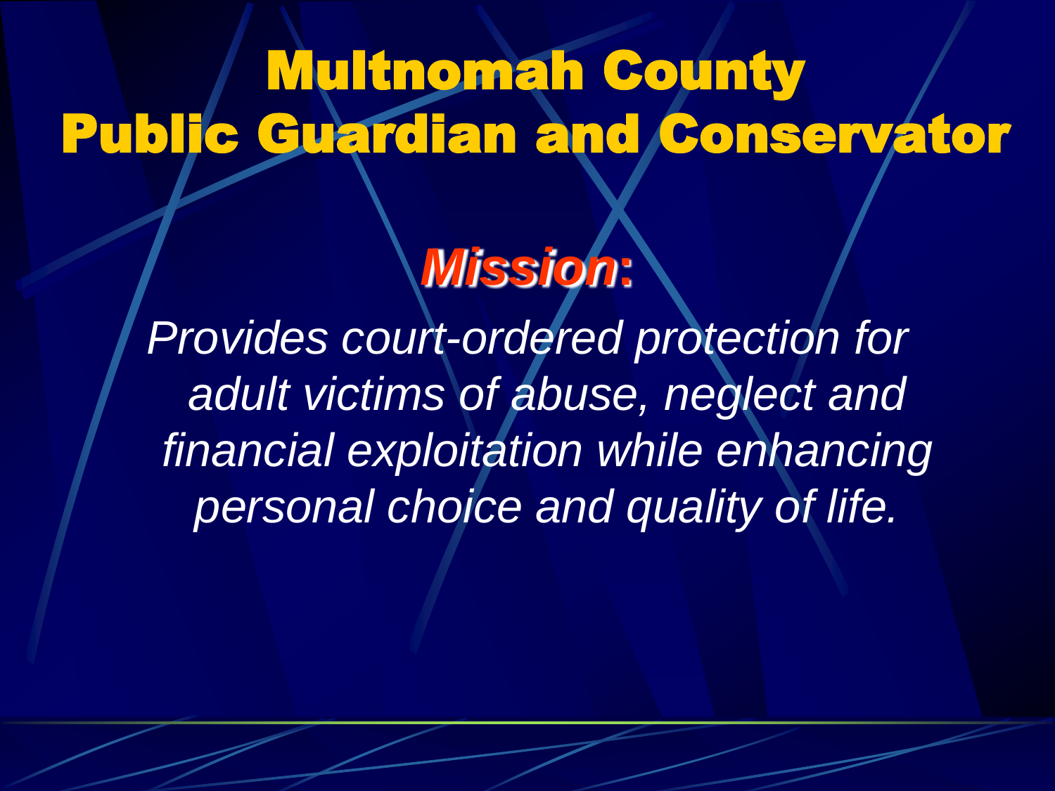# Multnomah County Public Guardian and Conservator

## *Mission:*

*Provides court-ordered protection for adult victims of abuse, neglect and financial exploitation while enhancing personal choice and quality of life.*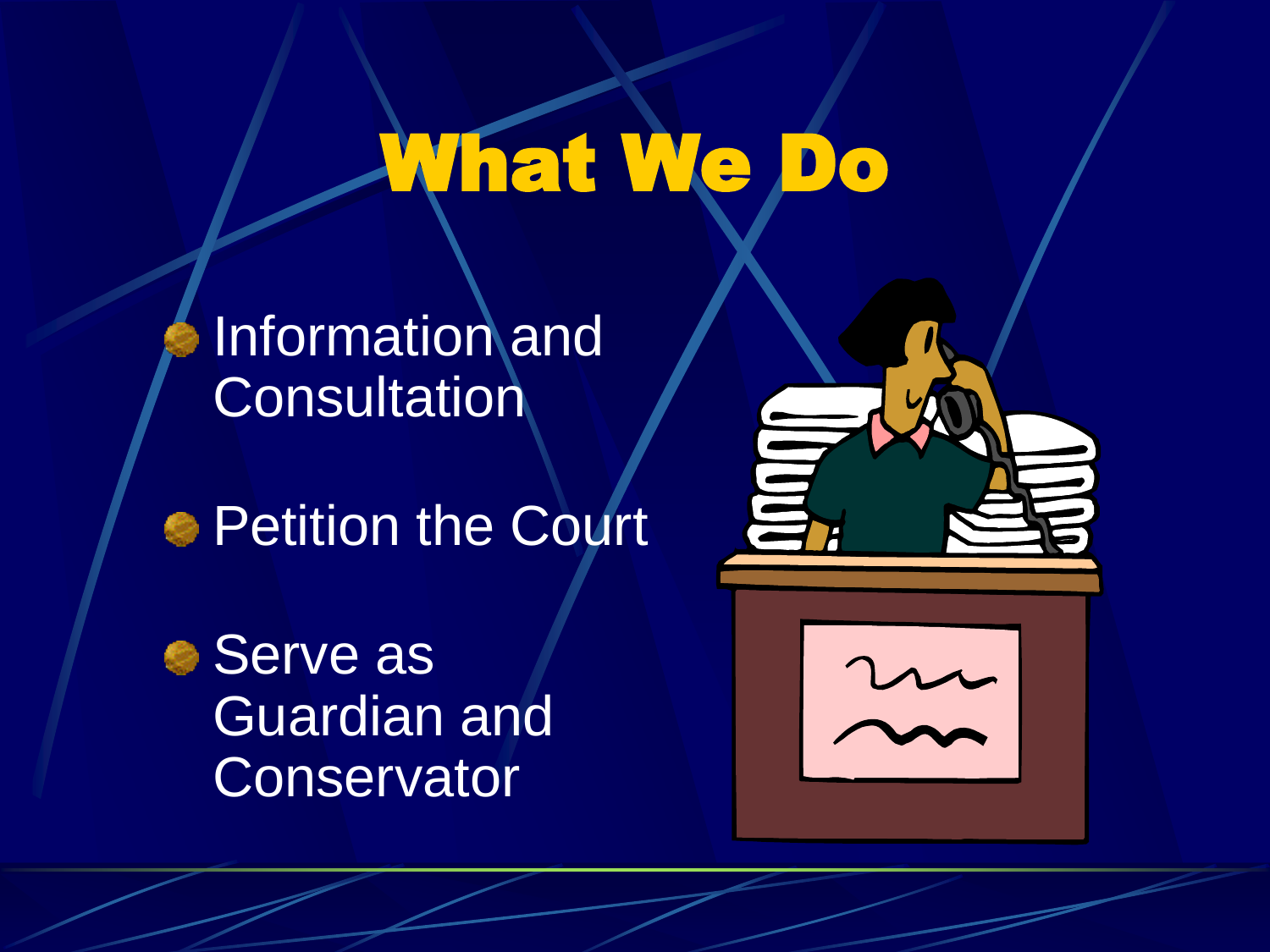# What We Do

- Information and Consultation
- Petition the Court
- Serve as Guardian and Conservator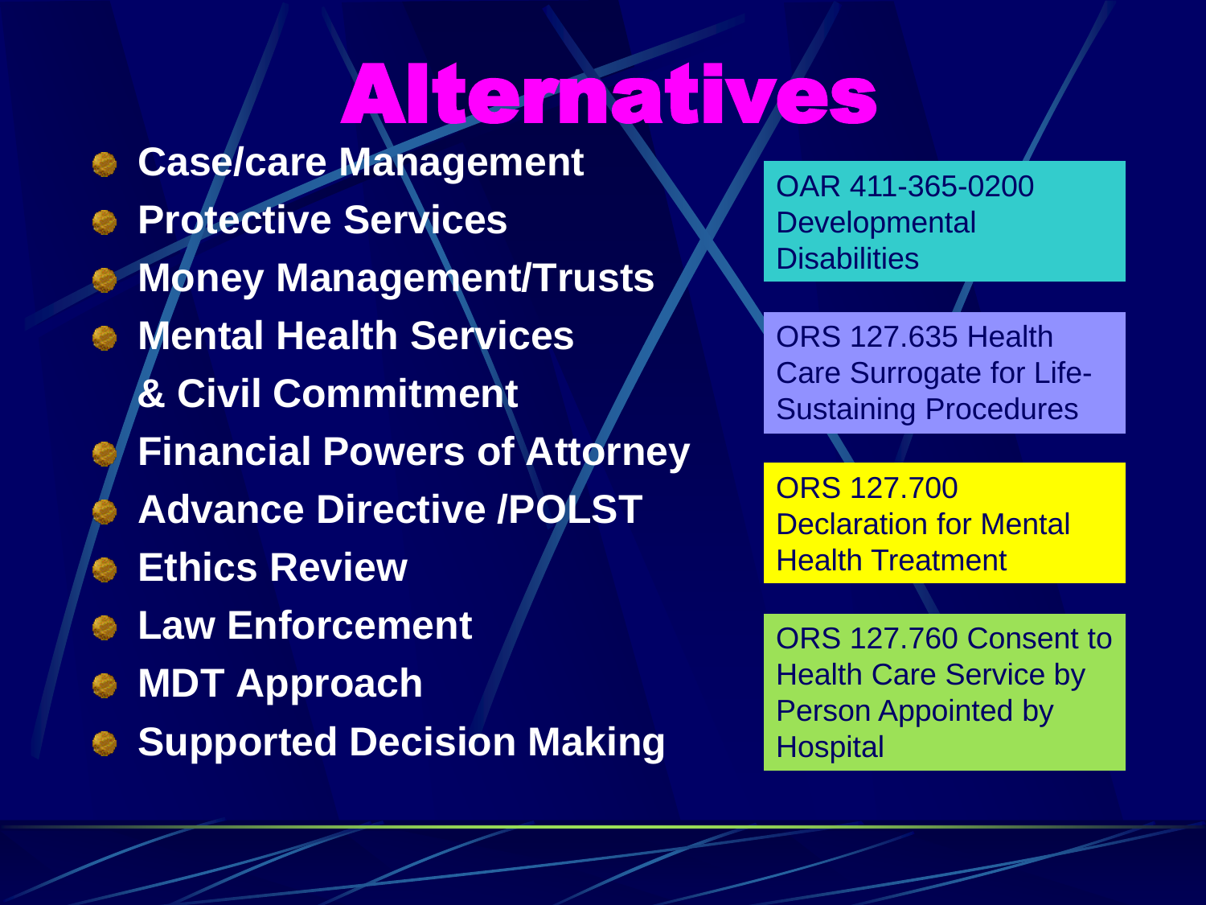# Alternatives

- **Case/care Management**
- **Protective Services**
- **Money Management/Trusts**
- **Mental Health Services & Civil Commitment**
- **Financial Powers of Attorney**
- **Advance Directive /POLST**
- **Ethics Review**
- **Law Enforcement**
- **MDT Approach**
- **Supported Decision Making**

OAR 411-365-0200 Developmental Disabilities

ORS 127.635 Health Care Surrogate for Life-Sustaining Procedures

ORS 127.700 Declaration for Mental Health Treatment

ORS 127.760 Consent to Health Care Service by Person Appointed by Hospital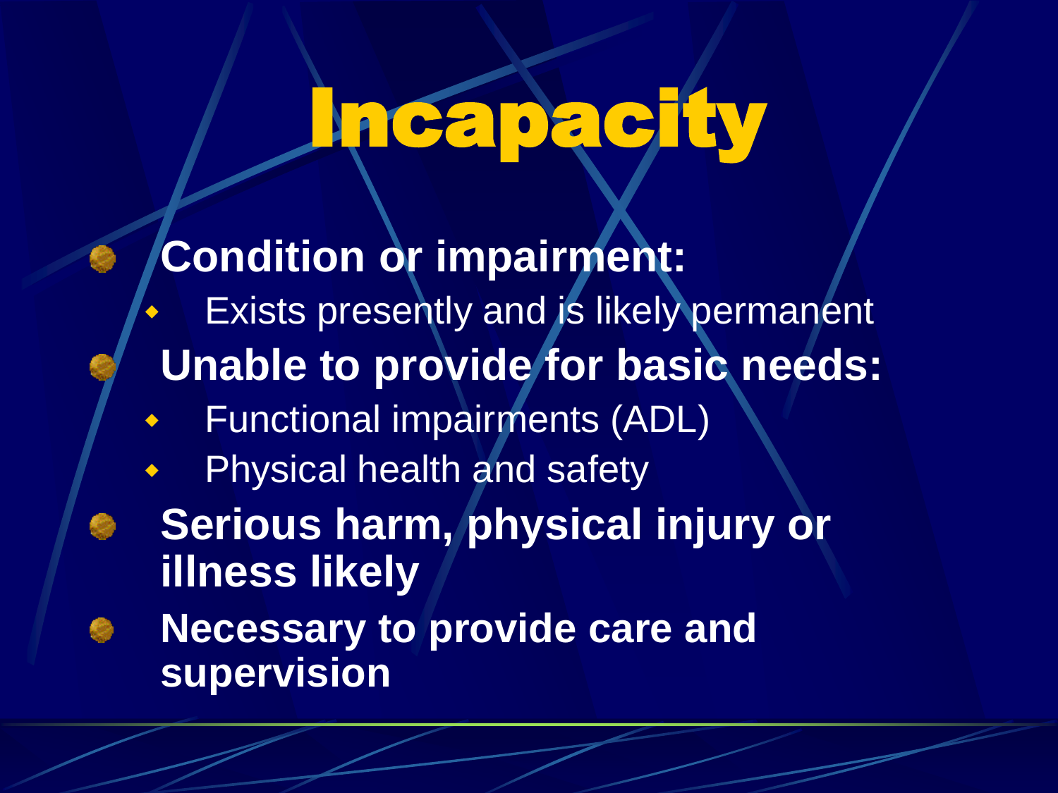# Incapacity

- **Condition or impairment:**
  - Exists presently and is likely permanent
- **Unable to provide for basic needs:**
  - Functional impairments (ADL)
  - Physical health and safety
- **Serious harm, physical injury or illness likely**
- **Necessary to provide care and supervision**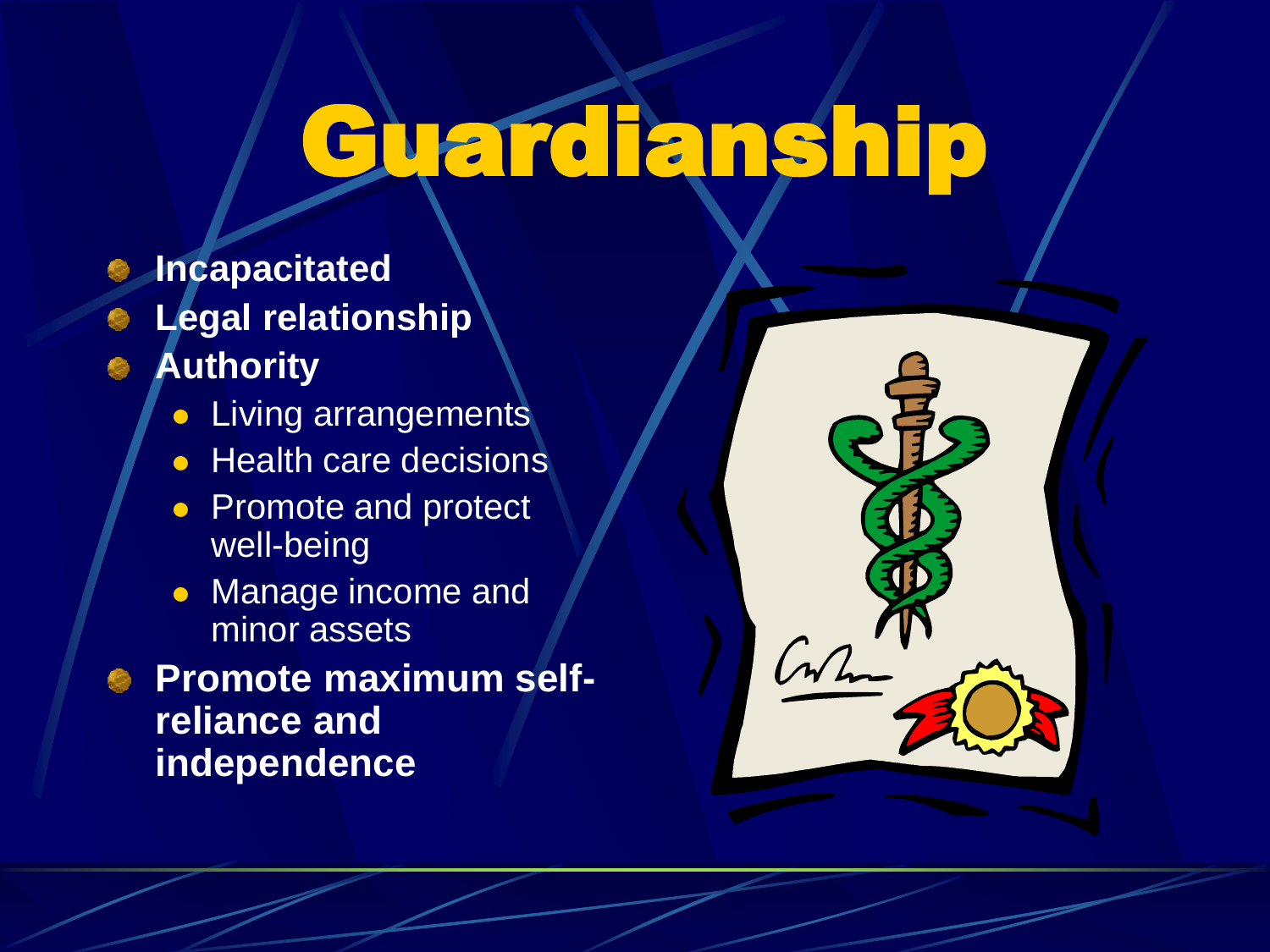# Guardianship

- **Incapacitated**
- **Legal relationship**
- **Authority**
  - Living arrangements
  - Health care decisions
  - Promote and protect well-being
  - Manage income and minor assets
- **Promote maximum self-reliance and independence**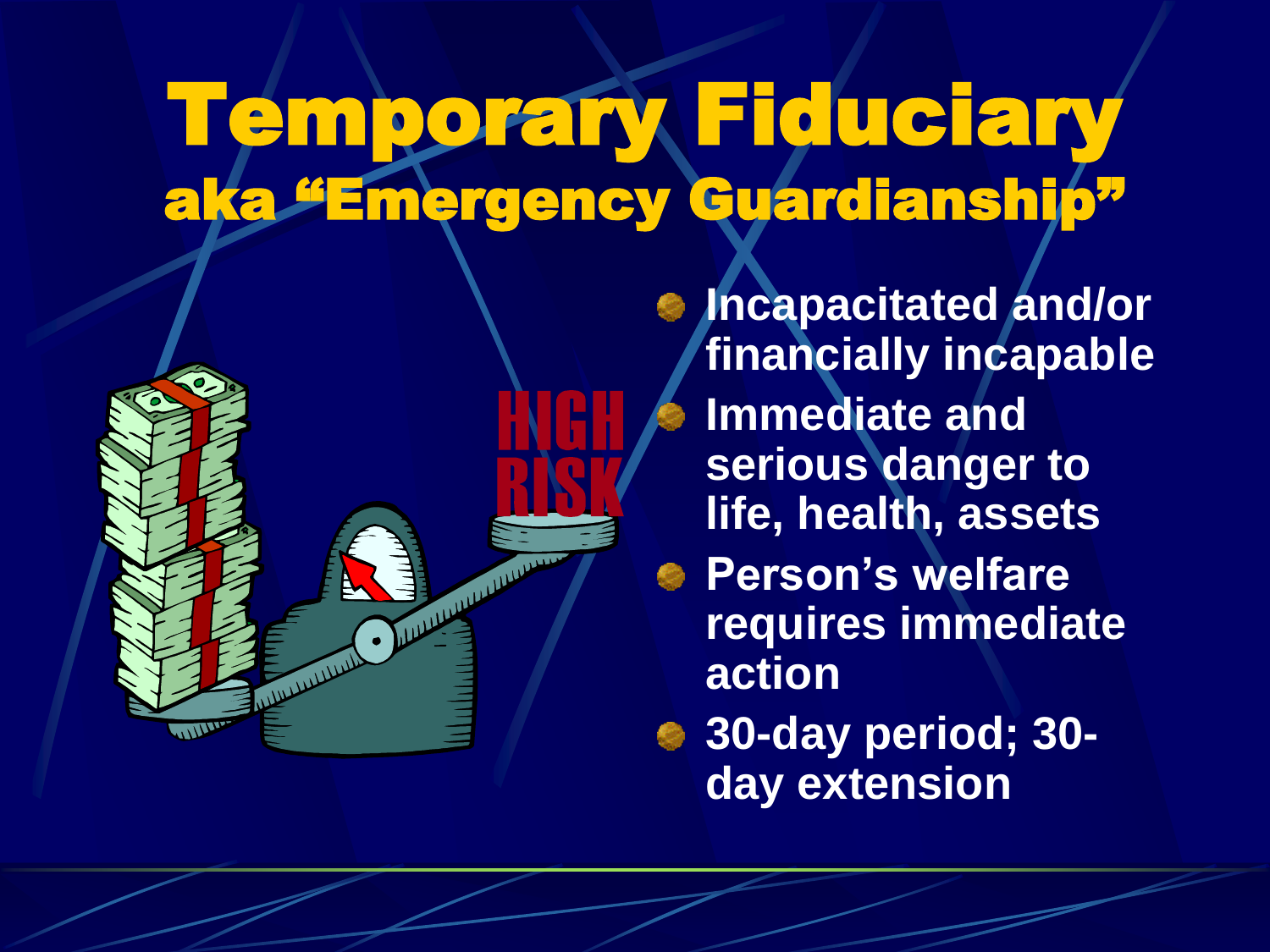# Temporary Fiduciary

## aka "Emergency Guardianship"

HIGH RISK

- Incapacitated and/or financially incapable
- Immediate and serious danger to life, health, assets
- Person's welfare requires immediate action
- 30-day period; 30-day extension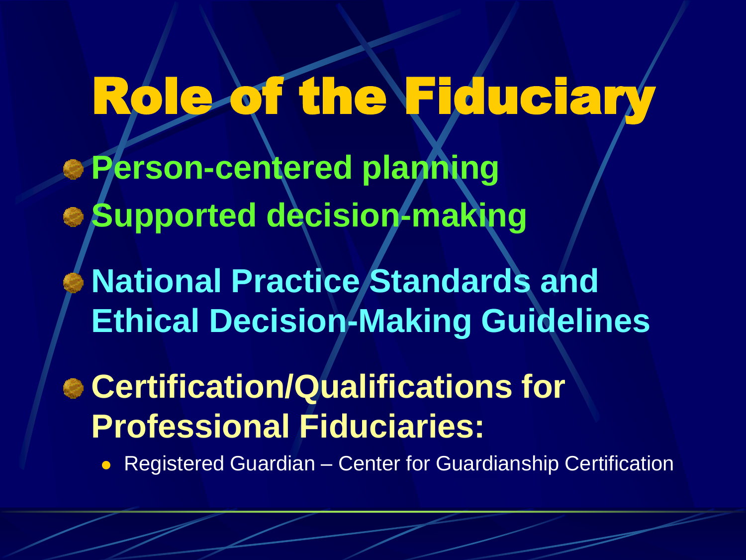# Role of the Fiduciary

- **Person-centered planning**
- **Supported decision-making**
- **National Practice Standards and Ethical Decision-Making Guidelines**
- **Certification/Qualifications for Professional Fiduciaries:**
  - Registered Guardian – Center for Guardianship Certification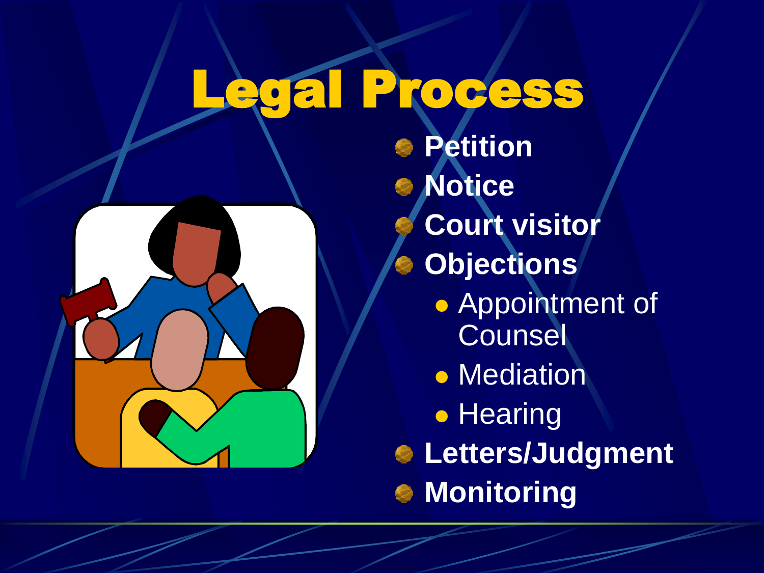# Legal Process

- **Petition**
- **Notice**
- **Court visitor**
- **Objections**
  - Appointment of Counsel
  - Mediation
  - Hearing
- **Letters/Judgment**
- **Monitoring**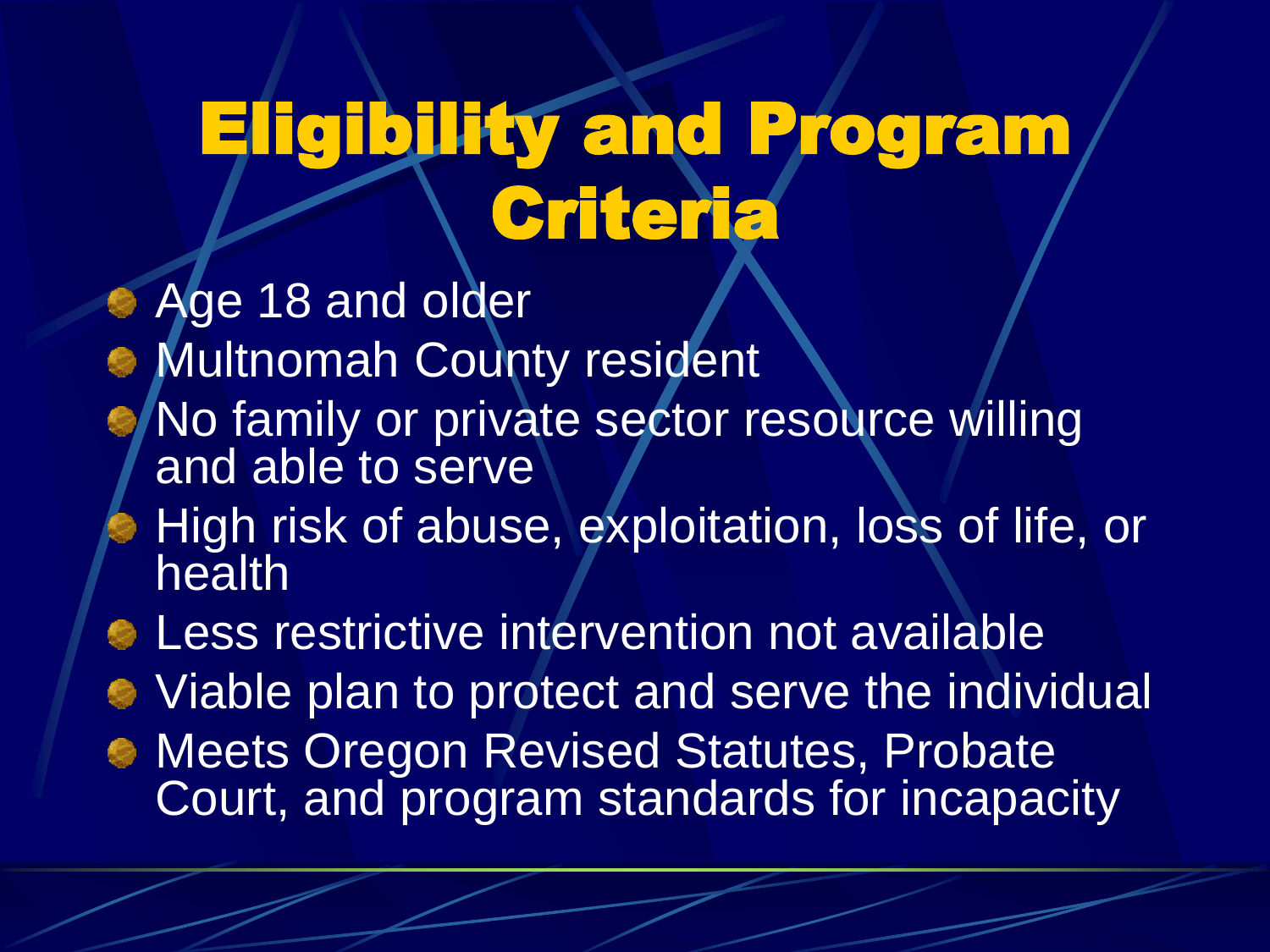# Eligibility and Program Criteria

- Age 18 and older
- Multnomah County resident
- No family or private sector resource willing and able to serve
- High risk of abuse, exploitation, loss of life, or health
- Less restrictive intervention not available
- Viable plan to protect and serve the individual
- Meets Oregon Revised Statutes, Probate Court, and program standards for incapacity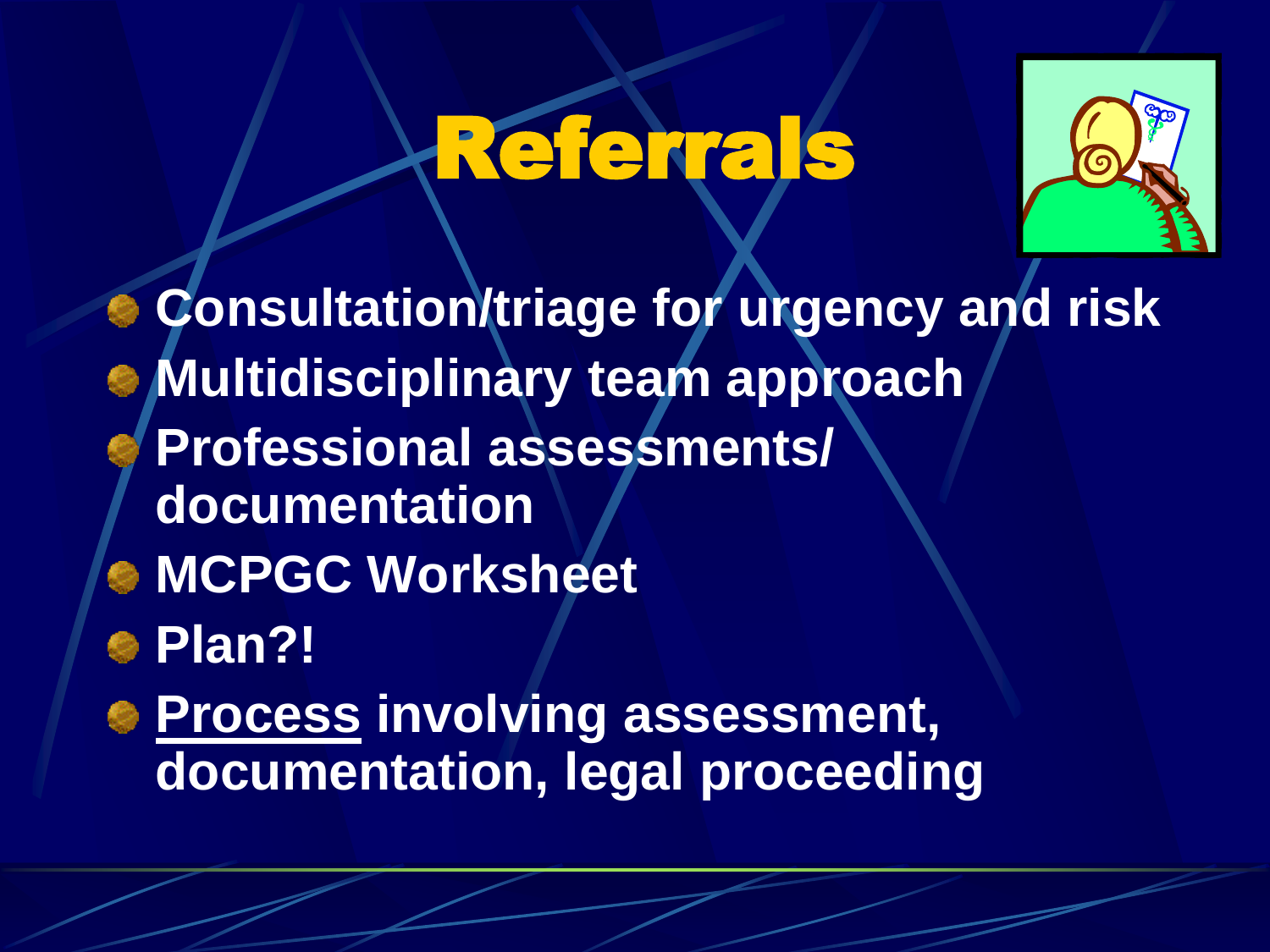# Referrals

- Consultation/triage for urgency and risk
- Multidisciplinary team approach
- Professional assessments/ documentation
- MCPGC Worksheet
- Plan?!
- <u>Process</u> involving assessment, documentation, legal proceeding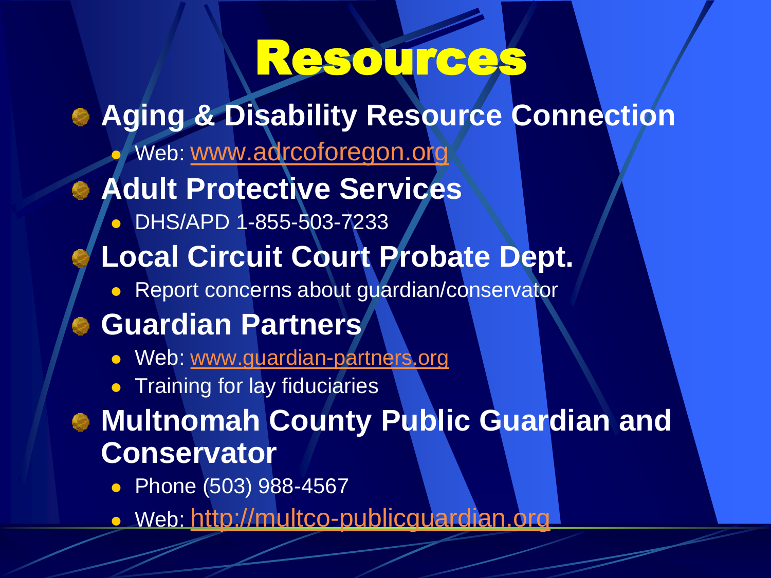# Resources

- **Aging & Disability Resource Connection**
  - Web: www.adrcoforegon.org
- **Adult Protective Services**
  - DHS/APD 1-855-503-7233
- **Local Circuit Court Probate Dept.**
  - Report concerns about guardian/conservator
- **Guardian Partners**
  - Web: www.guardian-partners.org
  - Training for lay fiduciaries
- **Multnomah County Public Guardian and Conservator**
  - Phone (503) 988-4567
  - Web: http://multco-publicguardian.org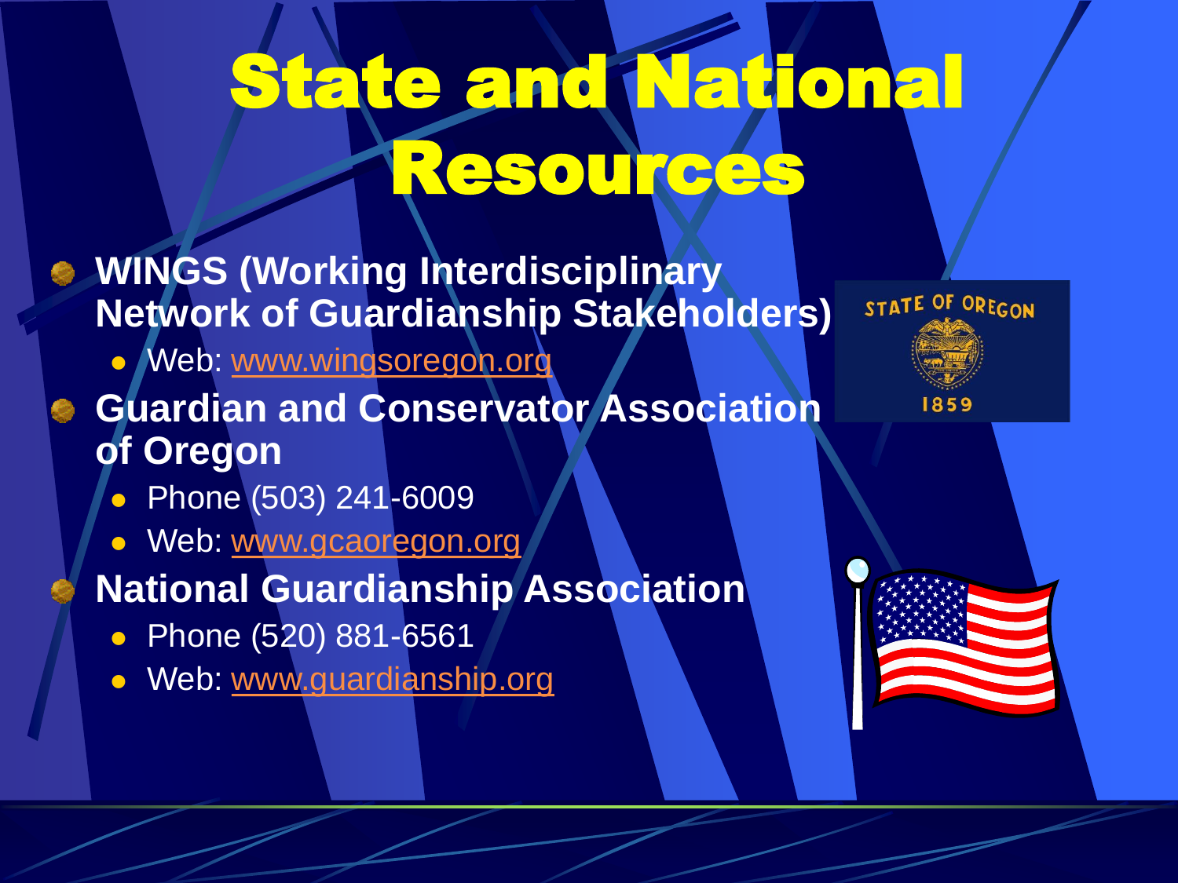# State and National Resources

- **WINGS (Working Interdisciplinary Network of Guardianship Stakeholders)**
  - Web: www.wingsoregon.org
- **Guardian and Conservator Association of Oregon**
  - Phone (503) 241-6009
  - Web: www.gcaoregon.org
- **National Guardianship Association**
  - Phone (520) 881-6561
  - Web: www.guardianship.org